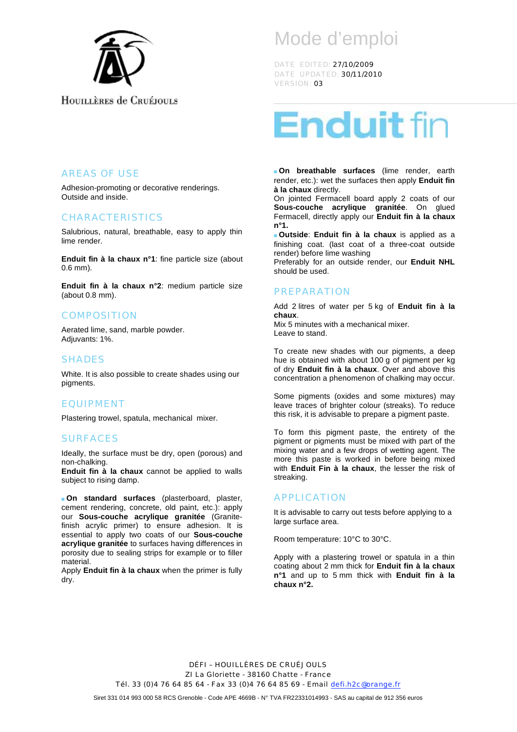Houillères de Cruéjouls

# Mode d'emploi

DATE EDITED: 27/10/2009
DATE UPDATED: 30/11/2010
VERSION: 03

# Enduit fin

## AREAS OF USE

Adhesion-promoting or decorative renderings.
Outside and inside.

## CHARACTERISTICS

Salubrious, natural, breathable, easy to apply thin lime render.

**Enduit fin à la chaux n°1**: fine particle size (about 0.6 mm).

**Enduit fin à la chaux n°2**: medium particle size (about 0.8 mm).

## COMPOSITION

Aerated lime, sand, marble powder.
Adjuvants: 1%.

## SHADES

White. It is also possible to create shades using our pigments.

## EQUIPMENT

Plastering trowel, spatula, mechanical mixer.

## SURFACES

Ideally, the surface must be dry, open (porous) and non-chalking.
**Enduit fin à la chaux** cannot be applied to walls subject to rising damp.

- **On standard surfaces** (plasterboard, plaster, cement rendering, concrete, old paint, etc.): apply our **Sous-couche acrylique granitée** (Granite-finish acrylic primer) to ensure adhesion. It is essential to apply two coats of our **Sous-couche acrylique granitée** to surfaces having differences in porosity due to sealing strips for example or to filler material.
Apply **Enduit fin à la chaux** when the primer is fully dry.

- **On breathable surfaces** (lime render, earth render, etc.): wet the surfaces then apply **Enduit fin à la chaux** directly.
On jointed Fermacell board apply 2 coats of our **Sous-couche acrylique granitée**. On glued Fermacell, directly apply our **Enduit fin à la chaux n°1.**

- **Outside**: **Enduit fin à la chaux** is applied as a finishing coat. (last coat of a three-coat outside render) before lime washing
Preferably for an outside render, our **Enduit NHL** should be used.

## PREPARATION

Add 2 litres of water per 5 kg of **Enduit fin à la chaux**.
Mix 5 minutes with a mechanical mixer.
Leave to stand.

To create new shades with our pigments, a deep hue is obtained with about 100 g of pigment per kg of dry **Enduit fin à la chaux**. Over and above this concentration a phenomenon of chalking may occur.

Some pigments (oxides and some mixtures) may leave traces of brighter colour (streaks). To reduce this risk, it is advisable to prepare a pigment paste.

To form this pigment paste, the entirety of the pigment or pigments must be mixed with part of the mixing water and a few drops of wetting agent. The more this paste is worked in before being mixed with **Enduit Fin à la chaux**, the lesser the risk of streaking.

## APPLICATION

It is advisable to carry out tests before applying to a large surface area.

Room temperature: 10°C to 30°C.

Apply with a plastering trowel or spatula in a thin coating about 2 mm thick for **Enduit fin à la chaux n°1** and up to 5 mm thick with **Enduit fin à la chaux n°2.**

DÉFI – HOUILLÈRES DE CRUÉJOULS
ZI La Gloriette - 38160 Chatte - France
Tél. 33 (0)4 76 64 85 64 - Fax 33 (0)4 76 64 85 69 - Email defi.h2c@orange.fr

Siret 331 014 993 000 58 RCS Grenoble - Code APE 4669B - N° TVA FR22331014993 - SAS au capital de 912 356 euros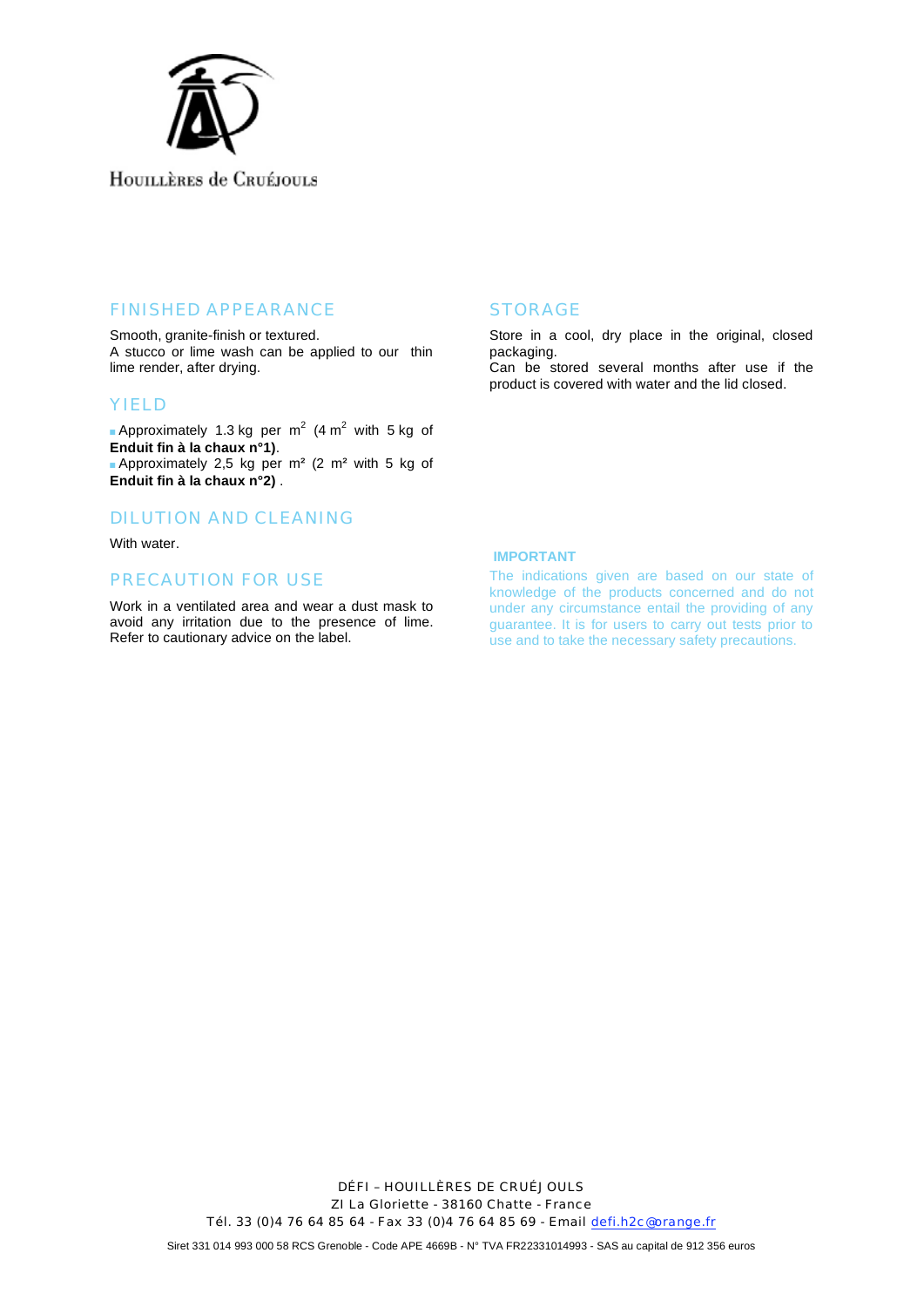Houillères de Cruéjouls

## FINISHED APPEARANCE

Smooth, granite-finish or textured.
A stucco or lime wash can be applied to our thin lime render, after drying.

## YIELD

- Approximately 1.3 kg per $m^2$ (4 $m^2$ with 5 kg of **Enduit fin à la chaux n°1)**.
- Approximately 2,5 kg per m² (2 m² with 5 kg of **Enduit fin à la chaux n°2)** .

## DILUTION AND CLEANING

With water.

## PRECAUTION FOR USE

Work in a ventilated area and wear a dust mask to avoid any irritation due to the presence of lime. Refer to cautionary advice on the label.

## STORAGE

Store in a cool, dry place in the original, closed packaging.
Can be stored several months after use if the product is covered with water and the lid closed.

**IMPORTANT**

The indications given are based on our state of knowledge of the products concerned and do not under any circumstance entail the providing of any guarantee. It is for users to carry out tests prior to use and to take the necessary safety precautions.

DÉFI – HOUILLÈRES DE CRUÉJOULS
ZI La Gloriette - 38160 Chatte - France
Tél. 33 (0)4 76 64 85 64 - Fax 33 (0)4 76 64 85 69 - Email defi.h2c@orange.fr

Siret 331 014 993 000 58 RCS Grenoble - Code APE 4669B - N° TVA FR22331014993 - SAS au capital de 912 356 euros